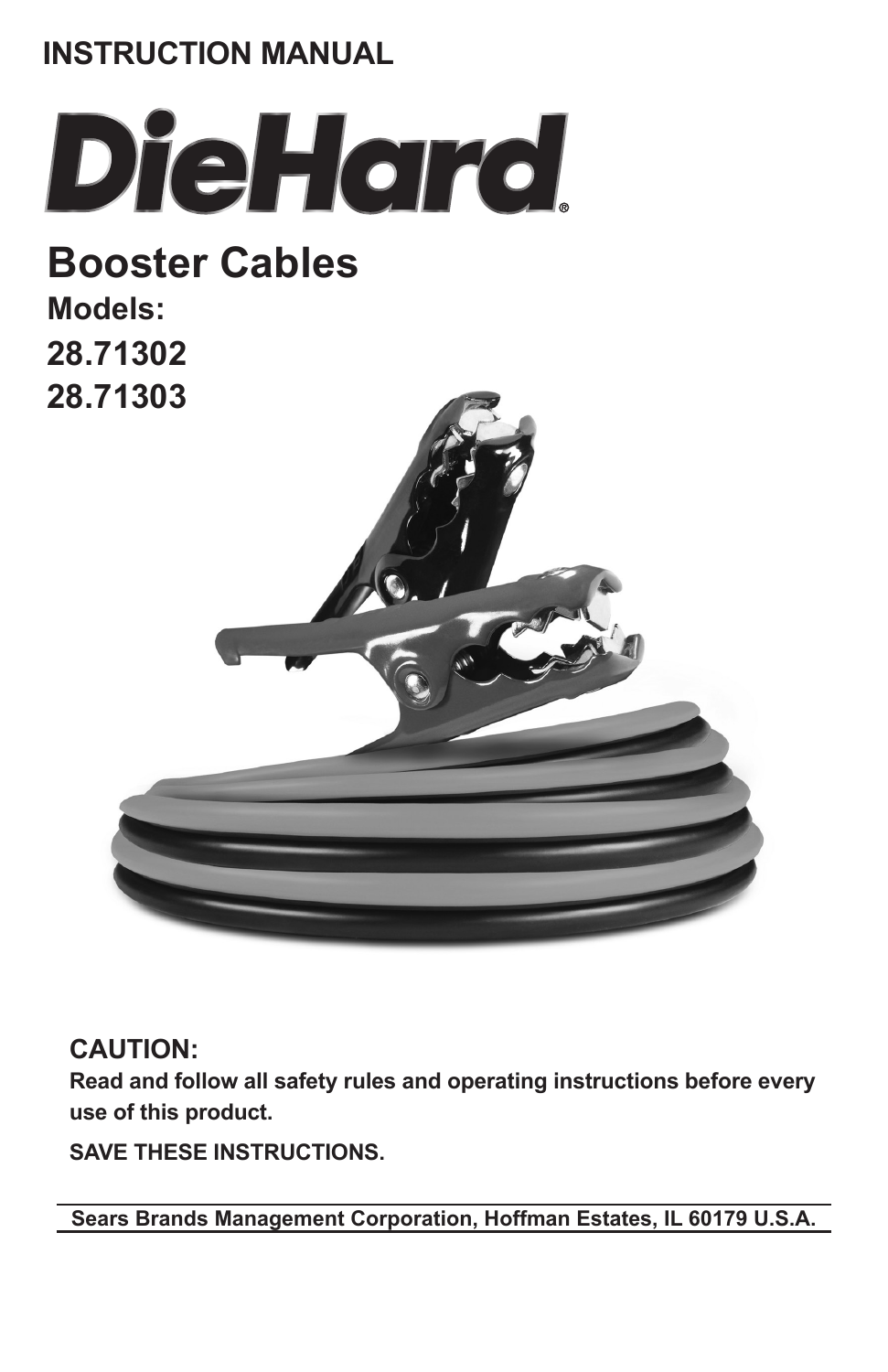**INSTRUCTION MANUAL**

# DieHard®

## Booster Cables

**Models:**

**28.71302**

**28.71303**

**CAUTION:**

**Read and follow all safety rules and operating instructions before every use of this product.**

**SAVE THESE INSTRUCTIONS.**

**Sears Brands Management Corporation, Hoffman Estates, IL 60179 U.S.A.**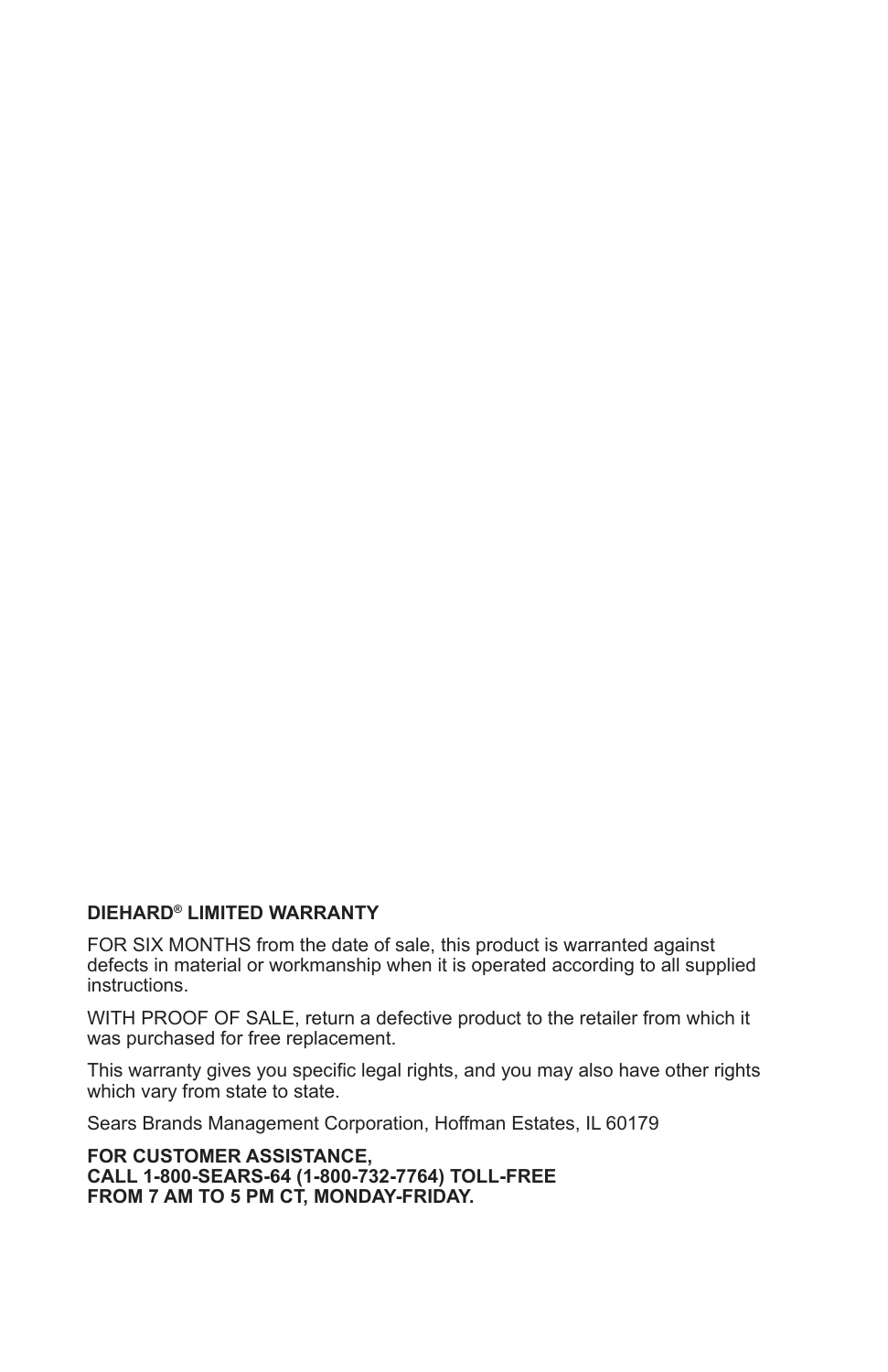**DIEHARD® LIMITED WARRANTY**

FOR SIX MONTHS from the date of sale, this product is warranted against defects in material or workmanship when it is operated according to all supplied instructions.

WITH PROOF OF SALE, return a defective product to the retailer from which it was purchased for free replacement.

This warranty gives you specific legal rights, and you may also have other rights which vary from state to state.

Sears Brands Management Corporation, Hoffman Estates, IL 60179

**FOR CUSTOMER ASSISTANCE,**
**CALL 1-800-SEARS-64 (1-800-732-7764) TOLL-FREE**
**FROM 7 AM TO 5 PM CT, MONDAY-FRIDAY.**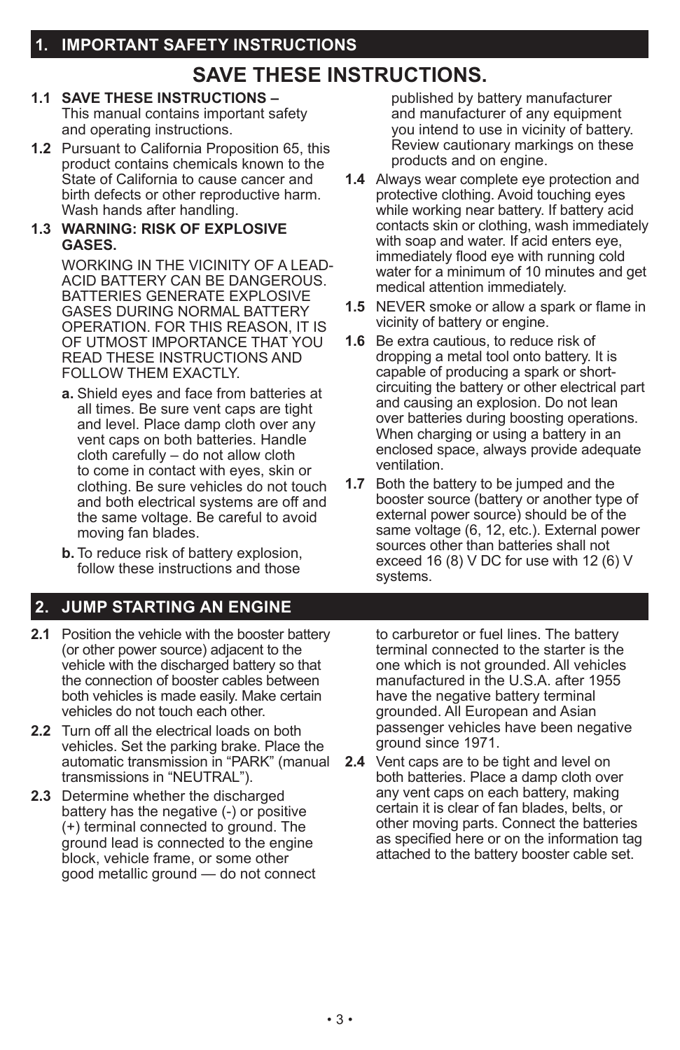## 1. IMPORTANT SAFETY INSTRUCTIONS

# SAVE THESE INSTRUCTIONS.

**1.1 SAVE THESE INSTRUCTIONS –** This manual contains important safety and operating instructions.

**1.2** Pursuant to California Proposition 65, this product contains chemicals known to the State of California to cause cancer and birth defects or other reproductive harm. Wash hands after handling.

**1.3 WARNING: RISK OF EXPLOSIVE GASES.**

WORKING IN THE VICINITY OF A LEAD-ACID BATTERY CAN BE DANGEROUS. BATTERIES GENERATE EXPLOSIVE GASES DURING NORMAL BATTERY OPERATION. FOR THIS REASON, IT IS OF UTMOST IMPORTANCE THAT YOU READ THESE INSTRUCTIONS AND FOLLOW THEM EXACTLY.

**a.** Shield eyes and face from batteries at all times. Be sure vent caps are tight and level. Place damp cloth over any vent caps on both batteries. Handle cloth carefully – do not allow cloth to come in contact with eyes, skin or clothing. Be sure vehicles do not touch and both electrical systems are off and the same voltage. Be careful to avoid moving fan blades.

**b.** To reduce risk of battery explosion, follow these instructions and those published by battery manufacturer and manufacturer of any equipment you intend to use in vicinity of battery. Review cautionary markings on these products and on engine.

**1.4** Always wear complete eye protection and protective clothing. Avoid touching eyes while working near battery. If battery acid contacts skin or clothing, wash immediately with soap and water. If acid enters eye, immediately flood eye with running cold water for a minimum of 10 minutes and get medical attention immediately.

**1.5** NEVER smoke or allow a spark or flame in vicinity of battery or engine.

**1.6** Be extra cautious, to reduce risk of dropping a metal tool onto battery. It is capable of producing a spark or short-circuiting the battery or other electrical part and causing an explosion. Do not lean over batteries during boosting operations. When charging or using a battery in an enclosed space, always provide adequate ventilation.

**1.7** Both the battery to be jumped and the booster source (battery or another type of external power source) should be of the same voltage (6, 12, etc.). External power sources other than batteries shall not exceed 16 (8) V DC for use with 12 (6) V systems.

## 2. JUMP STARTING AN ENGINE

**2.1** Position the vehicle with the booster battery (or other power source) adjacent to the vehicle with the discharged battery so that the connection of booster cables between both vehicles is made easily. Make certain vehicles do not touch each other.

**2.2** Turn off all the electrical loads on both vehicles. Set the parking brake. Place the automatic transmission in “PARK” (manual transmissions in “NEUTRAL”).

**2.3** Determine whether the discharged battery has the negative (-) or positive (+) terminal connected to ground. The ground lead is connected to the engine block, vehicle frame, or some other good metallic ground — do not connect to carburetor or fuel lines. The battery terminal connected to the starter is the one which is not grounded. All vehicles manufactured in the U.S.A. after 1955 have the negative battery terminal grounded. All European and Asian passenger vehicles have been negative ground since 1971.

**2.4** Vent caps are to be tight and level on both batteries. Place a damp cloth over any vent caps on each battery, making certain it is clear of fan blades, belts, or other moving parts. Connect the batteries as specified here or on the information tag attached to the battery booster cable set.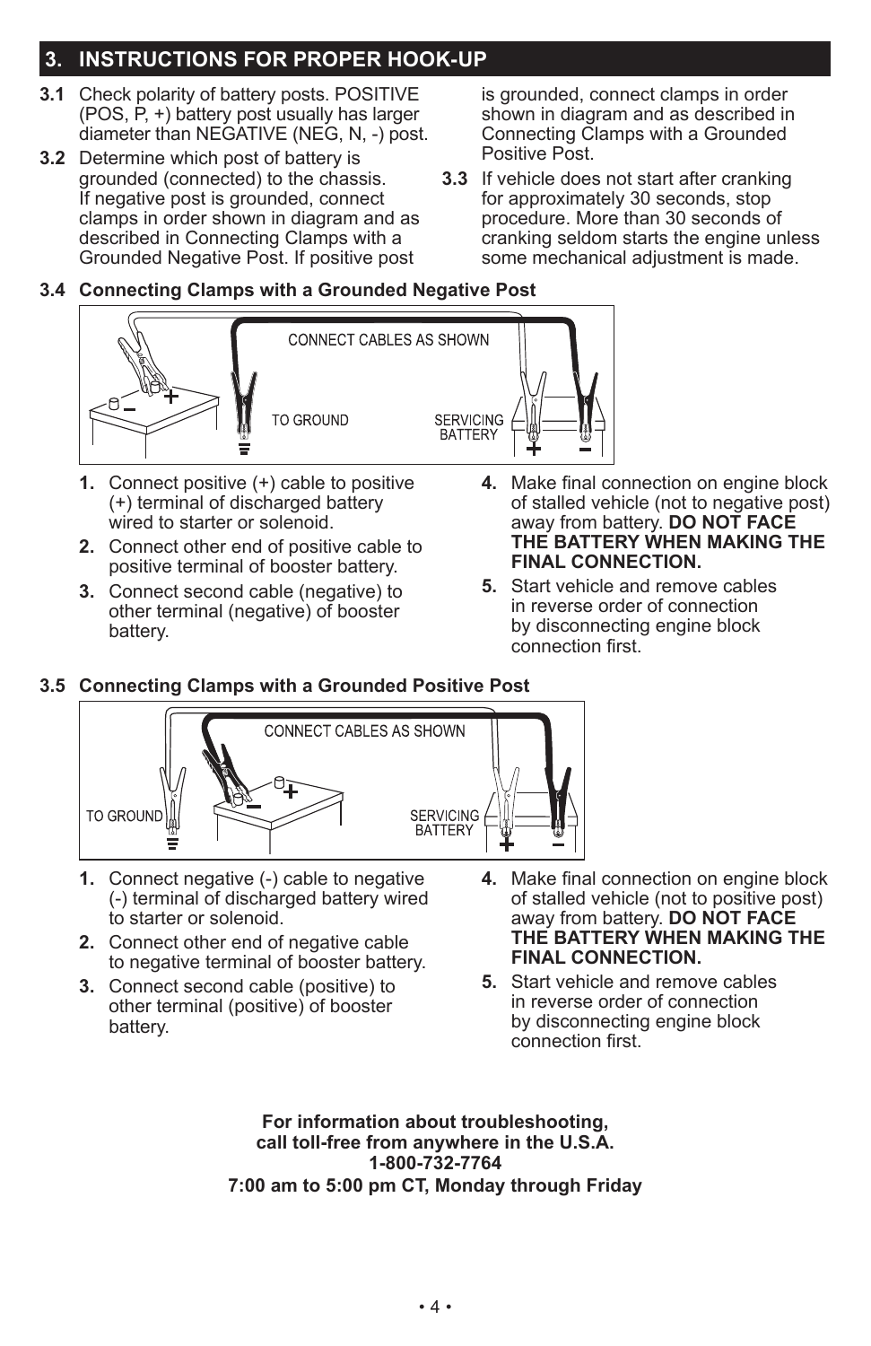## 3. INSTRUCTIONS FOR PROPER HOOK-UP

**3.1** Check polarity of battery posts. POSITIVE (POS, P, +) battery post usually has larger diameter than NEGATIVE (NEG, N, -) post.

**3.2** Determine which post of battery is grounded (connected) to the chassis. If negative post is grounded, connect clamps in order shown in diagram and as described in Connecting Clamps with a Grounded Negative Post. If positive post is grounded, connect clamps in order shown in diagram and as described in Connecting Clamps with a Grounded Positive Post.

**3.3** If vehicle does not start after cranking for approximately 30 seconds, stop procedure. More than 30 seconds of cranking seldom starts the engine unless some mechanical adjustment is made.

### 3.4 Connecting Clamps with a Grounded Negative Post

CONNECT CABLES AS SHOWN

TO GROUND

SERVICING BATTERY

1. Connect positive (+) cable to positive (+) terminal of discharged battery wired to starter or solenoid.
2. Connect other end of positive cable to positive terminal of booster battery.
3. Connect second cable (negative) to other terminal (negative) of booster battery.
4. Make final connection on engine block of stalled vehicle (not to negative post) away from battery. **DO NOT FACE THE BATTERY WHEN MAKING THE FINAL CONNECTION.**
5. Start vehicle and remove cables in reverse order of connection by disconnecting engine block connection first.

### 3.5 Connecting Clamps with a Grounded Positive Post

CONNECT CABLES AS SHOWN

TO GROUND

SERVICING BATTERY

1. Connect negative (-) cable to negative (-) terminal of discharged battery wired to starter or solenoid.
2. Connect other end of negative cable to negative terminal of booster battery.
3. Connect second cable (positive) to other terminal (positive) of booster battery.
4. Make final connection on engine block of stalled vehicle (not to positive post) away from battery. **DO NOT FACE THE BATTERY WHEN MAKING THE FINAL CONNECTION.**
5. Start vehicle and remove cables in reverse order of connection by disconnecting engine block connection first.

**For information about troubleshooting,**
**call toll-free from anywhere in the U.S.A.**
**1-800-732-7764**
**7:00 am to 5:00 pm CT, Monday through Friday**